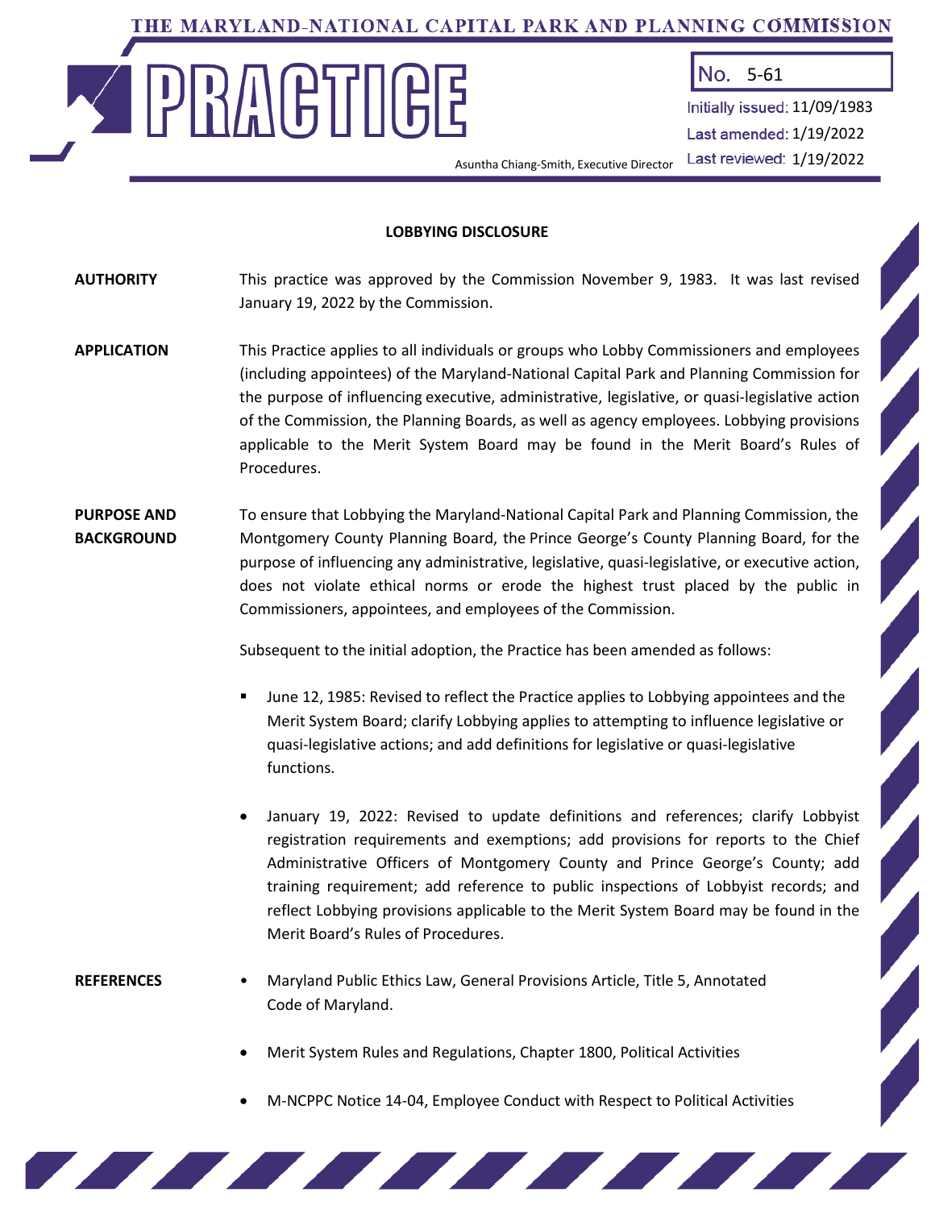THE MARYLAND-NATIONAL CAPITAL PARK AND PLANNING COMMISSION

# PRACTICE

No. 5-61

Initially issued: 11/09/1983
Last amended: 1/19/2022
Last reviewed: 1/19/2022

Asuntha Chiang-Smith, Executive Director

## LOBBYING DISCLOSURE

**AUTHORITY**

This practice was approved by the Commission November 9, 1983. It was last revised January 19, 2022 by the Commission.

**APPLICATION**

This Practice applies to all individuals or groups who Lobby Commissioners and employees (including appointees) of the Maryland-National Capital Park and Planning Commission for the purpose of influencing executive, administrative, legislative, or quasi-legislative action of the Commission, the Planning Boards, as well as agency employees. Lobbying provisions applicable to the Merit System Board may be found in the Merit Board's Rules of Procedures.

**PURPOSE AND BACKGROUND**

To ensure that Lobbying the Maryland-National Capital Park and Planning Commission, the Montgomery County Planning Board, the Prince George's County Planning Board, for the purpose of influencing any administrative, legislative, quasi-legislative, or executive action, does not violate ethical norms or erode the highest trust placed by the public in Commissioners, appointees, and employees of the Commission.

Subsequent to the initial adoption, the Practice has been amended as follows:

- June 12, 1985: Revised to reflect the Practice applies to Lobbying appointees and the Merit System Board; clarify Lobbying applies to attempting to influence legislative or quasi-legislative actions; and add definitions for legislative or quasi-legislative functions.

- January 19, 2022: Revised to update definitions and references; clarify Lobbyist registration requirements and exemptions; add provisions for reports to the Chief Administrative Officers of Montgomery County and Prince George's County; add training requirement; add reference to public inspections of Lobbyist records; and reflect Lobbying provisions applicable to the Merit System Board may be found in the Merit Board's Rules of Procedures.

**REFERENCES**

- Maryland Public Ethics Law, General Provisions Article, Title 5, Annotated Code of Maryland.

- Merit System Rules and Regulations, Chapter 1800, Political Activities

- M-NCPPC Notice 14-04, Employee Conduct with Respect to Political Activities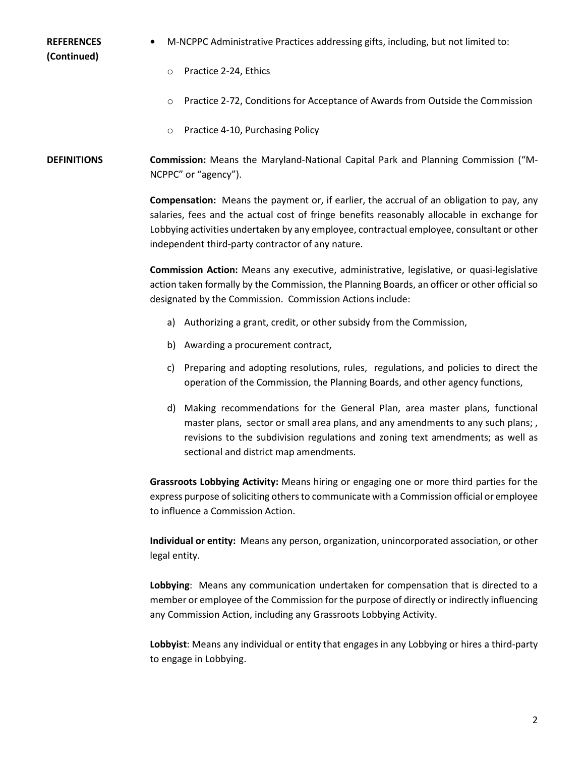**REFERENCES (Continued)**

- M-NCPPC Administrative Practices addressing gifts, including, but not limited to:
  - Practice 2-24, Ethics
  - Practice 2-72, Conditions for Acceptance of Awards from Outside the Commission
  - Practice 4-10, Purchasing Policy

**DEFINITIONS**

**Commission:** Means the Maryland-National Capital Park and Planning Commission ("M-NCPPC" or "agency").

**Compensation:** Means the payment or, if earlier, the accrual of an obligation to pay, any salaries, fees and the actual cost of fringe benefits reasonably allocable in exchange for Lobbying activities undertaken by any employee, contractual employee, consultant or other independent third-party contractor of any nature.

**Commission Action:** Means any executive, administrative, legislative, or quasi-legislative action taken formally by the Commission, the Planning Boards, an officer or other official so designated by the Commission. Commission Actions include:

a) Authorizing a grant, credit, or other subsidy from the Commission,

b) Awarding a procurement contract,

c) Preparing and adopting resolutions, rules, regulations, and policies to direct the operation of the Commission, the Planning Boards, and other agency functions,

d) Making recommendations for the General Plan, area master plans, functional master plans, sector or small area plans, and any amendments to any such plans; , revisions to the subdivision regulations and zoning text amendments; as well as sectional and district map amendments.

**Grassroots Lobbying Activity:** Means hiring or engaging one or more third parties for the express purpose of soliciting others to communicate with a Commission official or employee to influence a Commission Action.

**Individual or entity:** Means any person, organization, unincorporated association, or other legal entity.

**Lobbying**: Means any communication undertaken for compensation that is directed to a member or employee of the Commission for the purpose of directly or indirectly influencing any Commission Action, including any Grassroots Lobbying Activity.

**Lobbyist**: Means any individual or entity that engages in any Lobbying or hires a third-party to engage in Lobbying.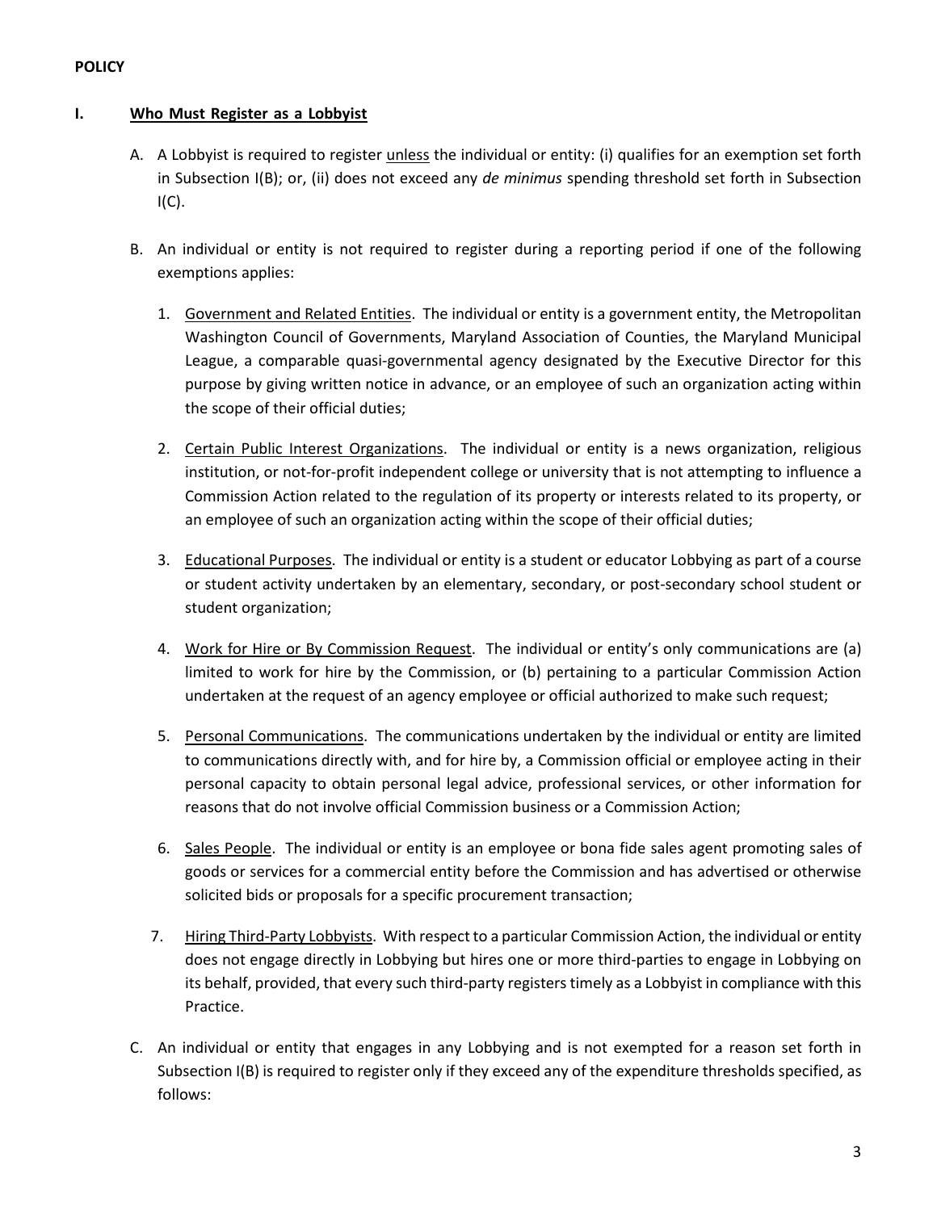**POLICY**

## I. Who Must Register as a Lobbyist

A. A Lobbyist is required to register unless the individual or entity: (i) qualifies for an exemption set forth in Subsection I(B); or, (ii) does not exceed any *de minimus* spending threshold set forth in Subsection I(C).

B. An individual or entity is not required to register during a reporting period if one of the following exemptions applies:

1. Government and Related Entities. The individual or entity is a government entity, the Metropolitan Washington Council of Governments, Maryland Association of Counties, the Maryland Municipal League, a comparable quasi-governmental agency designated by the Executive Director for this purpose by giving written notice in advance, or an employee of such an organization acting within the scope of their official duties;

2. Certain Public Interest Organizations. The individual or entity is a news organization, religious institution, or not-for-profit independent college or university that is not attempting to influence a Commission Action related to the regulation of its property or interests related to its property, or an employee of such an organization acting within the scope of their official duties;

3. Educational Purposes. The individual or entity is a student or educator Lobbying as part of a course or student activity undertaken by an elementary, secondary, or post-secondary school student or student organization;

4. Work for Hire or By Commission Request. The individual or entity's only communications are (a) limited to work for hire by the Commission, or (b) pertaining to a particular Commission Action undertaken at the request of an agency employee or official authorized to make such request;

5. Personal Communications. The communications undertaken by the individual or entity are limited to communications directly with, and for hire by, a Commission official or employee acting in their personal capacity to obtain personal legal advice, professional services, or other information for reasons that do not involve official Commission business or a Commission Action;

6. Sales People. The individual or entity is an employee or bona fide sales agent promoting sales of goods or services for a commercial entity before the Commission and has advertised or otherwise solicited bids or proposals for a specific procurement transaction;

7. Hiring Third-Party Lobbyists. With respect to a particular Commission Action, the individual or entity does not engage directly in Lobbying but hires one or more third-parties to engage in Lobbying on its behalf, provided, that every such third-party registers timely as a Lobbyist in compliance with this Practice.

C. An individual or entity that engages in any Lobbying and is not exempted for a reason set forth in Subsection I(B) is required to register only if they exceed any of the expenditure thresholds specified, as follows: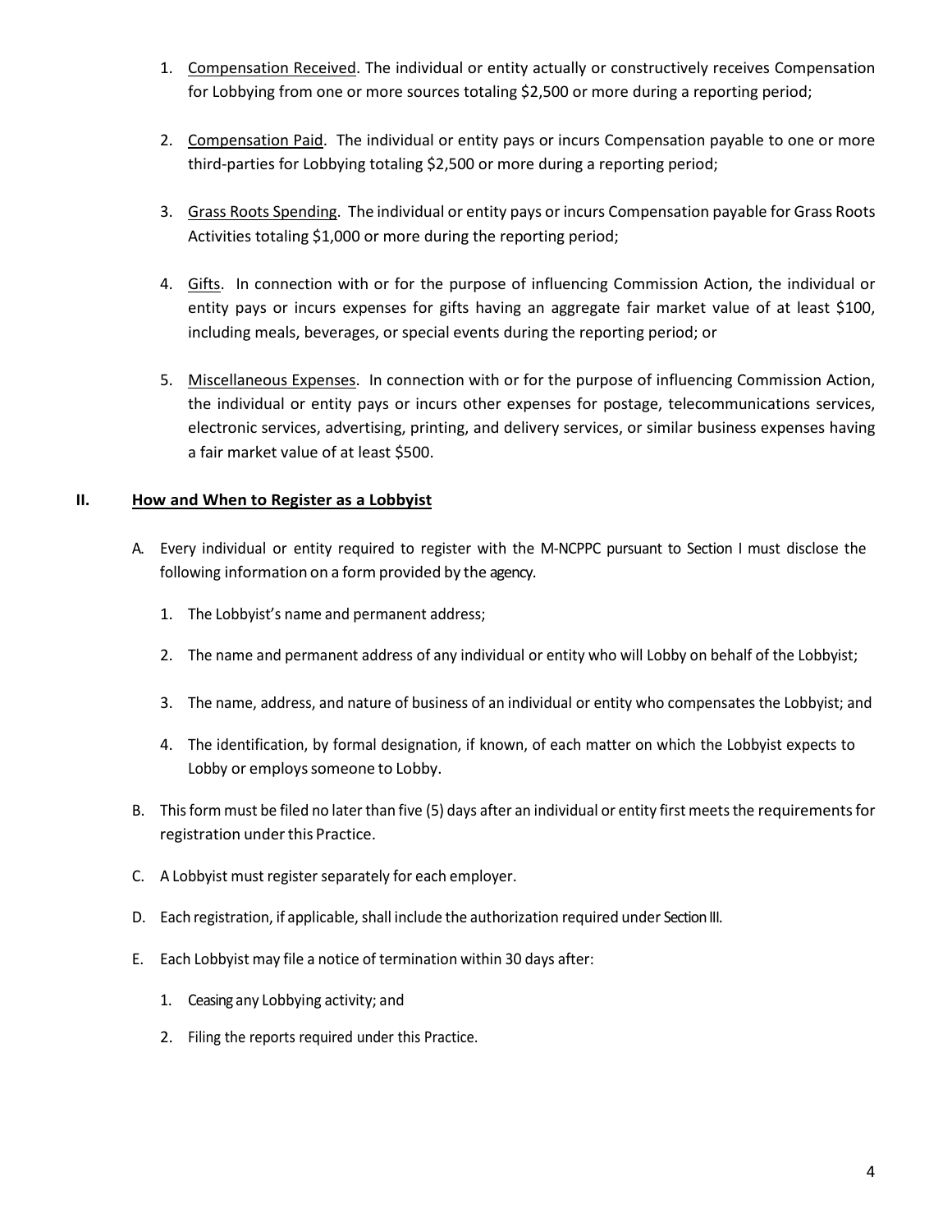1. Compensation Received. The individual or entity actually or constructively receives Compensation for Lobbying from one or more sources totaling $2,500 or more during a reporting period;

2. Compensation Paid. The individual or entity pays or incurs Compensation payable to one or more third-parties for Lobbying totaling $2,500 or more during a reporting period;

3. Grass Roots Spending. The individual or entity pays or incurs Compensation payable for Grass Roots Activities totaling $1,000 or more during the reporting period;

4. Gifts. In connection with or for the purpose of influencing Commission Action, the individual or entity pays or incurs expenses for gifts having an aggregate fair market value of at least $100, including meals, beverages, or special events during the reporting period; or

5. Miscellaneous Expenses. In connection with or for the purpose of influencing Commission Action, the individual or entity pays or incurs other expenses for postage, telecommunications services, electronic services, advertising, printing, and delivery services, or similar business expenses having a fair market value of at least $500.

## II. How and When to Register as a Lobbyist

A. Every individual or entity required to register with the M-NCPPC pursuant to Section I must disclose the following information on a form provided by the agency.

   1. The Lobbyist's name and permanent address;

   2. The name and permanent address of any individual or entity who will Lobby on behalf of the Lobbyist;

   3. The name, address, and nature of business of an individual or entity who compensates the Lobbyist; and

   4. The identification, by formal designation, if known, of each matter on which the Lobbyist expects to Lobby or employs someone to Lobby.

B. This form must be filed no later than five (5) days after an individual or entity first meets the requirements for registration under this Practice.

C. A Lobbyist must register separately for each employer.

D. Each registration, if applicable, shall include the authorization required under Section III.

E. Each Lobbyist may file a notice of termination within 30 days after:

   1. Ceasing any Lobbying activity; and

   2. Filing the reports required under this Practice.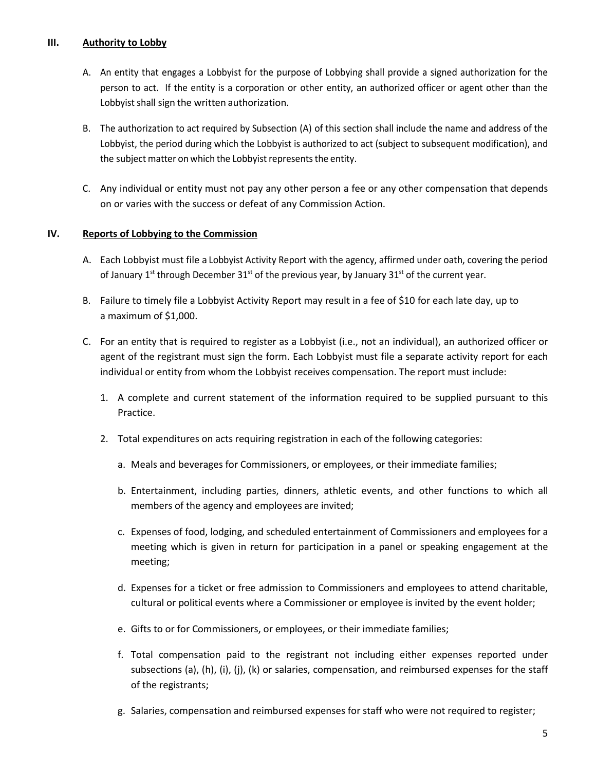## III. Authority to Lobby

A. An entity that engages a Lobbyist for the purpose of Lobbying shall provide a signed authorization for the person to act. If the entity is a corporation or other entity, an authorized officer or agent other than the Lobbyist shall sign the written authorization.

B. The authorization to act required by Subsection (A) of this section shall include the name and address of the Lobbyist, the period during which the Lobbyist is authorized to act (subject to subsequent modification), and the subject matter on which the Lobbyist represents the entity.

C. Any individual or entity must not pay any other person a fee or any other compensation that depends on or varies with the success or defeat of any Commission Action.

## IV. Reports of Lobbying to the Commission

A. Each Lobbyist must file a Lobbyist Activity Report with the agency, affirmed under oath, covering the period of January 1st through December 31st of the previous year, by January 31st of the current year.

B. Failure to timely file a Lobbyist Activity Report may result in a fee of $10 for each late day, up to a maximum of $1,000.

C. For an entity that is required to register as a Lobbyist (i.e., not an individual), an authorized officer or agent of the registrant must sign the form. Each Lobbyist must file a separate activity report for each individual or entity from whom the Lobbyist receives compensation. The report must include:

1. A complete and current statement of the information required to be supplied pursuant to this Practice.

2. Total expenditures on acts requiring registration in each of the following categories:

   a. Meals and beverages for Commissioners, or employees, or their immediate families;

   b. Entertainment, including parties, dinners, athletic events, and other functions to which all members of the agency and employees are invited;

   c. Expenses of food, lodging, and scheduled entertainment of Commissioners and employees for a meeting which is given in return for participation in a panel or speaking engagement at the meeting;

   d. Expenses for a ticket or free admission to Commissioners and employees to attend charitable, cultural or political events where a Commissioner or employee is invited by the event holder;

   e. Gifts to or for Commissioners, or employees, or their immediate families;

   f. Total compensation paid to the registrant not including either expenses reported under subsections (a), (h), (i), (j), (k) or salaries, compensation, and reimbursed expenses for the staff of the registrants;

   g. Salaries, compensation and reimbursed expenses for staff who were not required to register;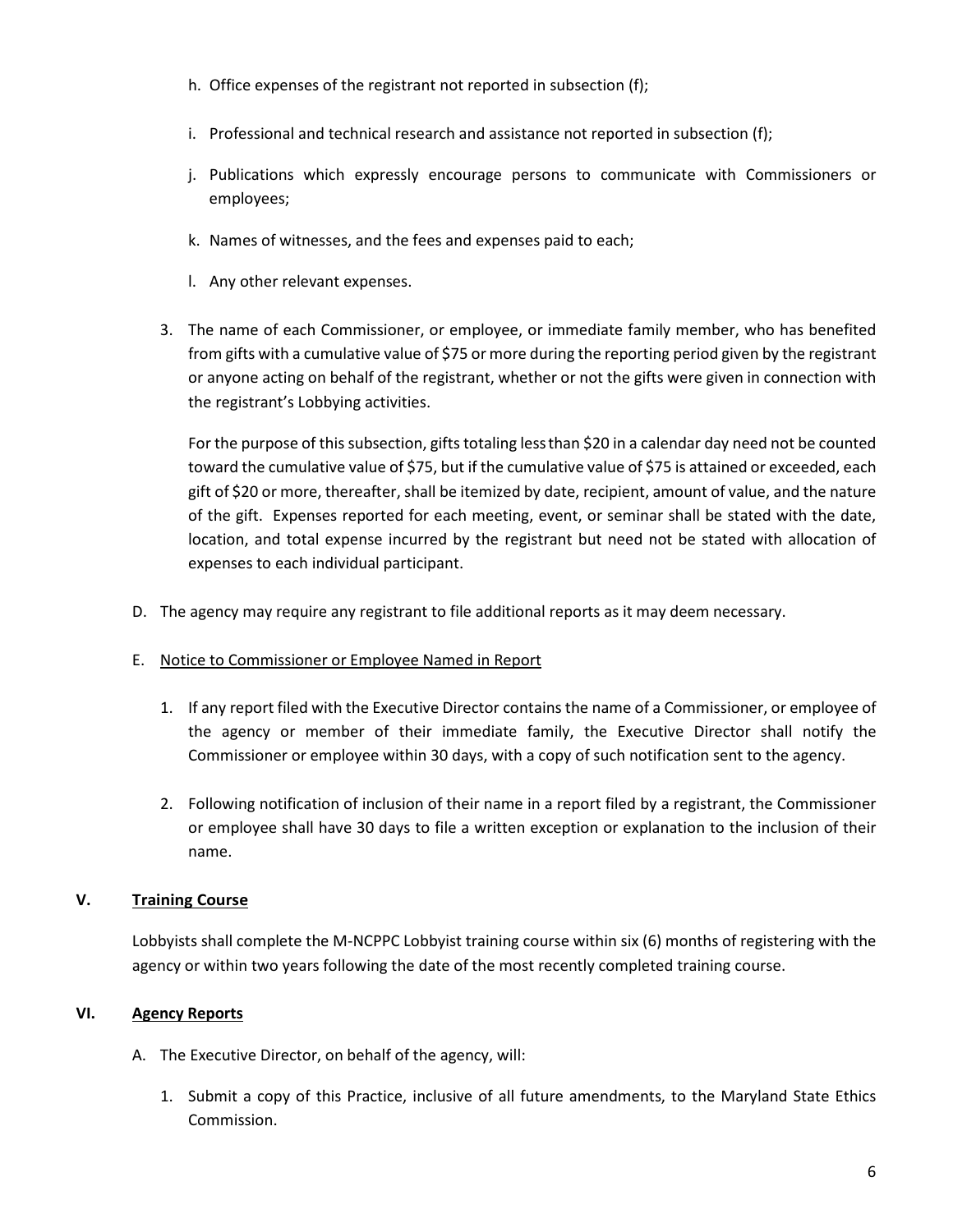h. Office expenses of the registrant not reported in subsection (f);

i. Professional and technical research and assistance not reported in subsection (f);

j. Publications which expressly encourage persons to communicate with Commissioners or employees;

k. Names of witnesses, and the fees and expenses paid to each;

l. Any other relevant expenses.

3. The name of each Commissioner, or employee, or immediate family member, who has benefited from gifts with a cumulative value of $75 or more during the reporting period given by the registrant or anyone acting on behalf of the registrant, whether or not the gifts were given in connection with the registrant's Lobbying activities.

   For the purpose of this subsection, gifts totaling less than $20 in a calendar day need not be counted toward the cumulative value of $75, but if the cumulative value of $75 is attained or exceeded, each gift of $20 or more, thereafter, shall be itemized by date, recipient, amount of value, and the nature of the gift. Expenses reported for each meeting, event, or seminar shall be stated with the date, location, and total expense incurred by the registrant but need not be stated with allocation of expenses to each individual participant.

D. The agency may require any registrant to file additional reports as it may deem necessary.

E. Notice to Commissioner or Employee Named in Report

1. If any report filed with the Executive Director contains the name of a Commissioner, or employee of the agency or member of their immediate family, the Executive Director shall notify the Commissioner or employee within 30 days, with a copy of such notification sent to the agency.

2. Following notification of inclusion of their name in a report filed by a registrant, the Commissioner or employee shall have 30 days to file a written exception or explanation to the inclusion of their name.

## V. Training Course

Lobbyists shall complete the M-NCPPC Lobbyist training course within six (6) months of registering with the agency or within two years following the date of the most recently completed training course.

## VI. Agency Reports

A. The Executive Director, on behalf of the agency, will:

1. Submit a copy of this Practice, inclusive of all future amendments, to the Maryland State Ethics Commission.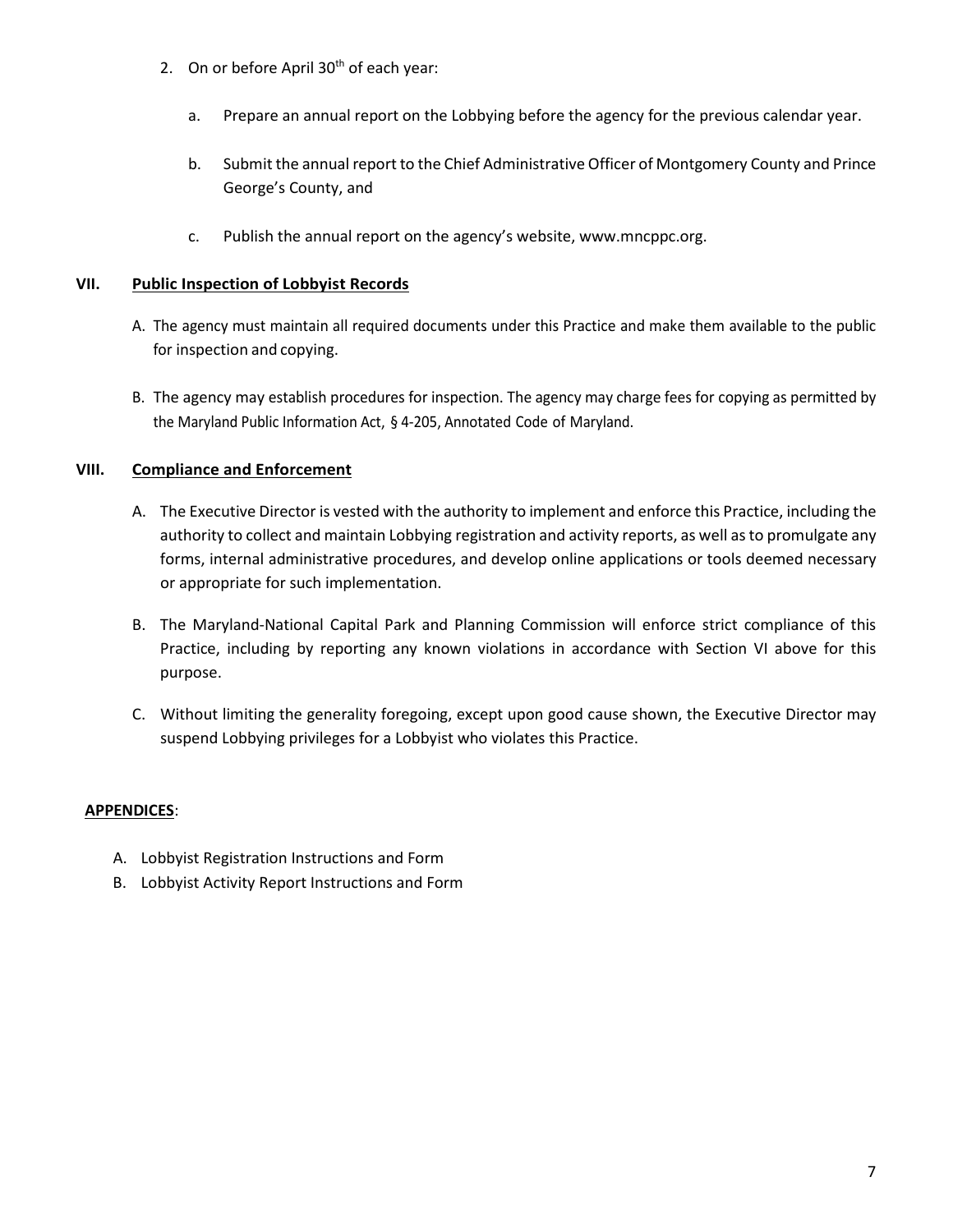2. On or before April 30th of each year:

    a. Prepare an annual report on the Lobbying before the agency for the previous calendar year.

    b. Submit the annual report to the Chief Administrative Officer of Montgomery County and Prince George's County, and

    c. Publish the annual report on the agency's website, www.mncppc.org.

## VII. Public Inspection of Lobbyist Records

A. The agency must maintain all required documents under this Practice and make them available to the public for inspection and copying.

B. The agency may establish procedures for inspection. The agency may charge fees for copying as permitted by the Maryland Public Information Act, § 4-205, Annotated Code of Maryland.

## VIII. Compliance and Enforcement

A. The Executive Director is vested with the authority to implement and enforce this Practice, including the authority to collect and maintain Lobbying registration and activity reports, as well as to promulgate any forms, internal administrative procedures, and develop online applications or tools deemed necessary or appropriate for such implementation.

B. The Maryland-National Capital Park and Planning Commission will enforce strict compliance of this Practice, including by reporting any known violations in accordance with Section VI above for this purpose.

C. Without limiting the generality foregoing, except upon good cause shown, the Executive Director may suspend Lobbying privileges for a Lobbyist who violates this Practice.

**APPENDICES**:

A. Lobbyist Registration Instructions and Form
B. Lobbyist Activity Report Instructions and Form